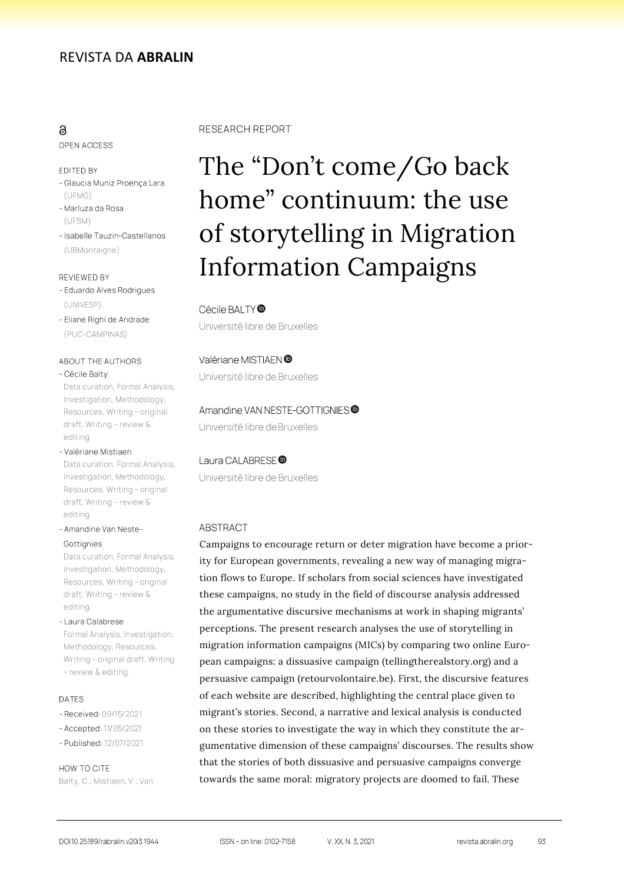RESEARCH REPORT

# The "Don't come/Go back home" continuum: the use of storytelling in Migration Information Campaigns

Cécile BALTY
Université libre de Bruxelles

Valériane MISTIAEN
Université libre de Bruxelles

Amandine VAN NESTE-GOTTIGNIES
Université libre de Bruxelles

Laura CALABRESE
Université libre de Bruxelles

OPEN ACCESS

EDITED BY
- Glaucia Muniz Proença Lara (UFMG)
- Marluza da Rosa (UFSM)
- Isabelle Tauzin-Castellanos (UBMontaigne)

REVIEWED BY
- Eduardo Alves Rodrigues (UNIVESP)
- Eliane Righi de Andrade (PUC-CAMPINAS)

ABOUT THE AUTHORS
- Cécile Balty
Data curation, Formal Analysis, Investigation, Methodology, Resources, Writing – original draft, Writing – review & editing.
- Valériane Mistiaen
Data curation, Formal Analysis, Investigation, Methodology, Resources, Writing – original draft, Writing – review & editing.
- Amandine Van Neste-Gottignies
Data curation, Formal Analysis, Investigation, Methodology, Resources, Writing – original draft, Writing – review & editing.
- Laura Calabrese
Formal Analysis, Investigation, Methodology, Resources, Writing – original draft, Writing – review & editing.

DATES
- Received: 09/15/2021
- Accepted: 11/05/2021
- Published: 12/07/2021

HOW TO CITE
Balty, C.; Mistiaen, V.; Van

## ABSTRACT

Campaigns to encourage return or deter migration have become a priority for European governments, revealing a new way of managing migration flows to Europe. If scholars from social sciences have investigated these campaigns, no study in the field of discourse analysis addressed the argumentative discursive mechanisms at work in shaping migrants' perceptions. The present research analyses the use of storytelling in migration information campaigns (MICs) by comparing two online European campaigns: a dissuasive campaign (tellingtherealstory.org) and a persuasive campaign (retourvolontaire.be). First, the discursive features of each website are described, highlighting the central place given to migrant's stories. Second, a narrative and lexical analysis is conducted on these stories to investigate the way in which they constitute the argumentative dimension of these campaigns' discourses. The results show that the stories of both dissuasive and persuasive campaigns converge towards the same moral: migratory projects are doomed to fail. These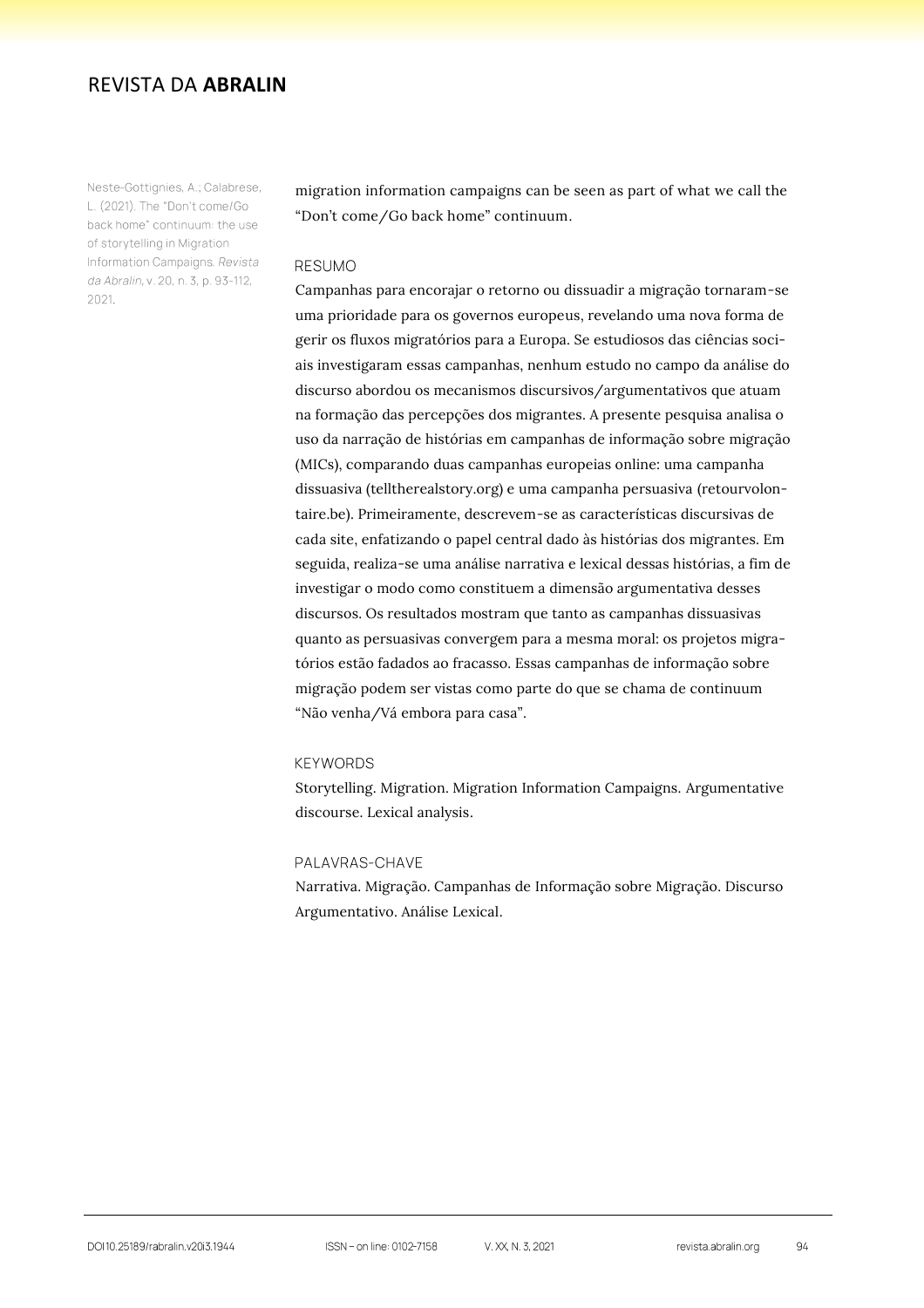migration information campaigns can be seen as part of what we call the "Don't come/Go back home" continuum.

## RESUMO

Campanhas para encorajar o retorno ou dissuadir a migração tornaram-se uma prioridade para os governos europeus, revelando uma nova forma de gerir os fluxos migratórios para a Europa. Se estudiosos das ciências sociais investigaram essas campanhas, nenhum estudo no campo da análise do discurso abordou os mecanismos discursivos/argumentativos que atuam na formação das percepções dos migrantes. A presente pesquisa analisa o uso da narração de histórias em campanhas de informação sobre migração (MICs), comparando duas campanhas europeias online: uma campanha dissuasiva (telltherealstory.org) e uma campanha persuasiva (retourvolontaire.be). Primeiramente, descrevem-se as características discursivas de cada site, enfatizando o papel central dado às histórias dos migrantes. Em seguida, realiza-se uma análise narrativa e lexical dessas histórias, a fim de investigar o modo como constituem a dimensão argumentativa desses discursos. Os resultados mostram que tanto as campanhas dissuasivas quanto as persuasivas convergem para a mesma moral: os projetos migratórios estão fadados ao fracasso. Essas campanhas de informação sobre migração podem ser vistas como parte do que se chama de continuum "Não venha/Vá embora para casa".

## KEYWORDS

Storytelling. Migration. Migration Information Campaigns. Argumentative discourse. Lexical analysis.

## PALAVRAS-CHAVE

Narrativa. Migração. Campanhas de Informação sobre Migração. Discurso Argumentativo. Análise Lexical.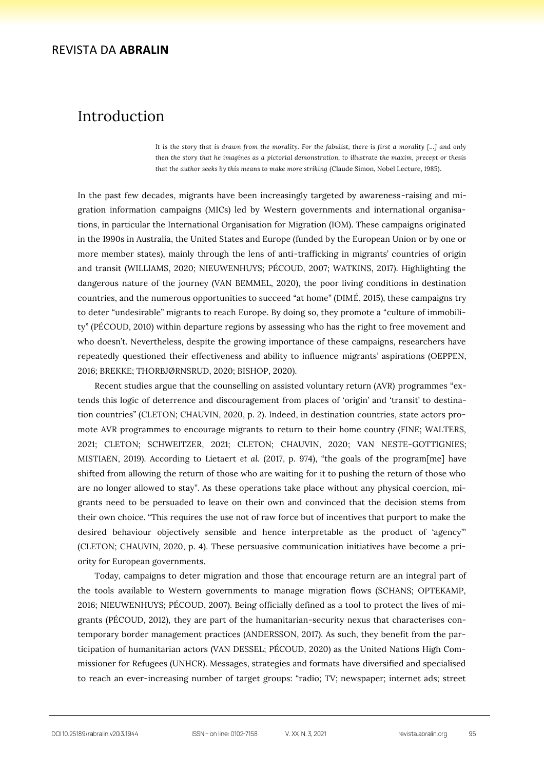# Introduction

> *It is the story that is drawn from the morality. For the fabulist, there is first a morality [...] and only then the story that he imagines as a pictorial demonstration, to illustrate the maxim, precept or thesis that the author seeks by this means to make more striking* (Claude Simon, Nobel Lecture, 1985).

In the past few decades, migrants have been increasingly targeted by awareness-raising and migration information campaigns (MICs) led by Western governments and international organisations, in particular the International Organisation for Migration (IOM). These campaigns originated in the 1990s in Australia, the United States and Europe (funded by the European Union or by one or more member states), mainly through the lens of anti-trafficking in migrants' countries of origin and transit (WILLIAMS, 2020; NIEUWENHUYS; PÉCOUD, 2007; WATKINS, 2017). Highlighting the dangerous nature of the journey (VAN BEMMEL, 2020), the poor living conditions in destination countries, and the numerous opportunities to succeed "at home" (DIMÉ, 2015), these campaigns try to deter "undesirable" migrants to reach Europe. By doing so, they promote a "culture of immobility" (PÉCOUD, 2010) within departure regions by assessing who has the right to free movement and who doesn't. Nevertheless, despite the growing importance of these campaigns, researchers have repeatedly questioned their effectiveness and ability to influence migrants' aspirations (OEPPEN, 2016; BREKKE; THORBJØRNSRUD, 2020; BISHOP, 2020).

Recent studies argue that the counselling on assisted voluntary return (AVR) programmes "extends this logic of deterrence and discouragement from places of 'origin' and 'transit' to destination countries" (CLETON; CHAUVIN, 2020, p. 2). Indeed, in destination countries, state actors promote AVR programmes to encourage migrants to return to their home country (FINE; WALTERS, 2021; CLETON; SCHWEITZER, 2021; CLETON; CHAUVIN, 2020; VAN NESTE-GOTTIGNIES; MISTIAEN, 2019). According to Lietaert *et al.* (2017, p. 974), "the goals of the program[me] have shifted from allowing the return of those who are waiting for it to pushing the return of those who are no longer allowed to stay". As these operations take place without any physical coercion, migrants need to be persuaded to leave on their own and convinced that the decision stems from their own choice. "This requires the use not of raw force but of incentives that purport to make the desired behaviour objectively sensible and hence interpretable as the product of 'agency'" (CLETON; CHAUVIN, 2020, p. 4). These persuasive communication initiatives have become a priority for European governments.

Today, campaigns to deter migration and those that encourage return are an integral part of the tools available to Western governments to manage migration flows (SCHANS; OPTEKAMP, 2016; NIEUWENHUYS; PÉCOUD, 2007). Being officially defined as a tool to protect the lives of migrants (PÉCOUD, 2012), they are part of the humanitarian-security nexus that characterises contemporary border management practices (ANDERSSON, 2017). As such, they benefit from the participation of humanitarian actors (VAN DESSEL; PÉCOUD, 2020) as the United Nations High Commissioner for Refugees (UNHCR). Messages, strategies and formats have diversified and specialised to reach an ever-increasing number of target groups: "radio; TV; newspaper; internet ads; street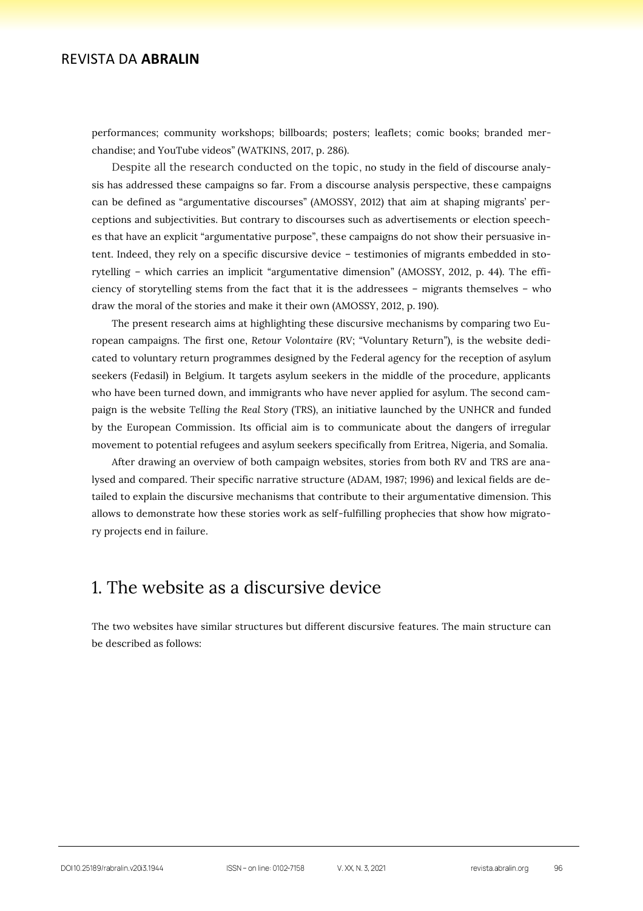performances; community workshops; billboards; posters; leaflets; comic books; branded merchandise; and YouTube videos" (WATKINS, 2017, p. 286).

Despite all the research conducted on the topic, no study in the field of discourse analysis has addressed these campaigns so far. From a discourse analysis perspective, these campaigns can be defined as "argumentative discourses" (AMOSSY, 2012) that aim at shaping migrants' perceptions and subjectivities. But contrary to discourses such as advertisements or election speeches that have an explicit "argumentative purpose", these campaigns do not show their persuasive intent. Indeed, they rely on a specific discursive device – testimonies of migrants embedded in storytelling – which carries an implicit "argumentative dimension" (AMOSSY, 2012, p. 44). The efficiency of storytelling stems from the fact that it is the addressees – migrants themselves – who draw the moral of the stories and make it their own (AMOSSY, 2012, p. 190).

The present research aims at highlighting these discursive mechanisms by comparing two European campaigns. The first one, *Retour Volontaire* (RV; "Voluntary Return"), is the website dedicated to voluntary return programmes designed by the Federal agency for the reception of asylum seekers (Fedasil) in Belgium. It targets asylum seekers in the middle of the procedure, applicants who have been turned down, and immigrants who have never applied for asylum. The second campaign is the website *Telling the Real Story* (TRS), an initiative launched by the UNHCR and funded by the European Commission. Its official aim is to communicate about the dangers of irregular movement to potential refugees and asylum seekers specifically from Eritrea, Nigeria, and Somalia.

After drawing an overview of both campaign websites, stories from both RV and TRS are analysed and compared. Their specific narrative structure (ADAM, 1987; 1996) and lexical fields are detailed to explain the discursive mechanisms that contribute to their argumentative dimension. This allows to demonstrate how these stories work as self-fulfilling prophecies that show how migratory projects end in failure.

## 1. The website as a discursive device

The two websites have similar structures but different discursive features. The main structure can be described as follows: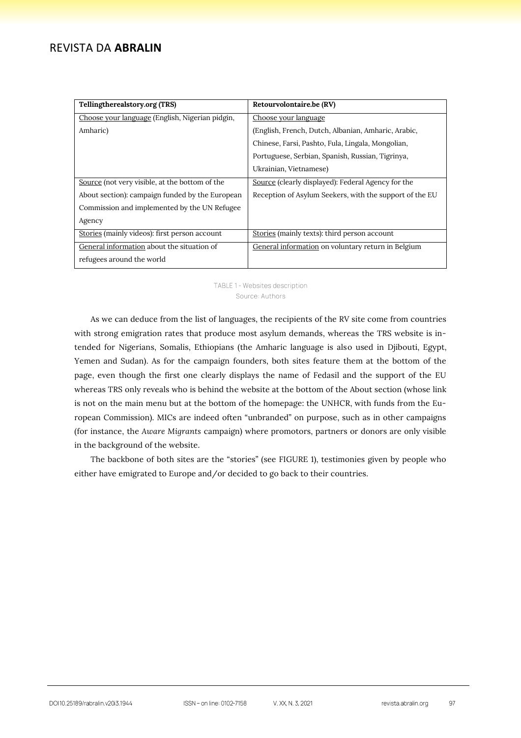| Tellingtherealstory.org (TRS) | Retourvolontaire.be (RV) |
|---|---|
| Choose your language (English, Nigerian pidgin, Amharic) | Choose your language (English, French, Dutch, Albanian, Amharic, Arabic, Chinese, Farsi, Pashto, Fula, Lingala, Mongolian, Portuguese, Serbian, Spanish, Russian, Tigrinya, Ukrainian, Vietnamese) |
| Source (not very visible, at the bottom of the About section): campaign funded by the European Commission and implemented by the UN Refugee Agency | Source (clearly displayed): Federal Agency for the Reception of Asylum Seekers, with the support of the EU |
| Stories (mainly videos): first person account | Stories (mainly texts): third person account |
| General information about the situation of refugees around the world | General information on voluntary return in Belgium |

TABLE 1 - Websites description
Source: Authors

As we can deduce from the list of languages, the recipients of the RV site come from countries with strong emigration rates that produce most asylum demands, whereas the TRS website is intended for Nigerians, Somalis, Ethiopians (the Amharic language is also used in Djibouti, Egypt, Yemen and Sudan). As for the campaign founders, both sites feature them at the bottom of the page, even though the first one clearly displays the name of Fedasil and the support of the EU whereas TRS only reveals who is behind the website at the bottom of the About section (whose link is not on the main menu but at the bottom of the homepage: the UNHCR, with funds from the European Commission). MICs are indeed often "unbranded" on purpose, such as in other campaigns (for instance, the *Aware Migrants* campaign) where promotors, partners or donors are only visible in the background of the website.

The backbone of both sites are the "stories" (see FIGURE 1), testimonies given by people who either have emigrated to Europe and/or decided to go back to their countries.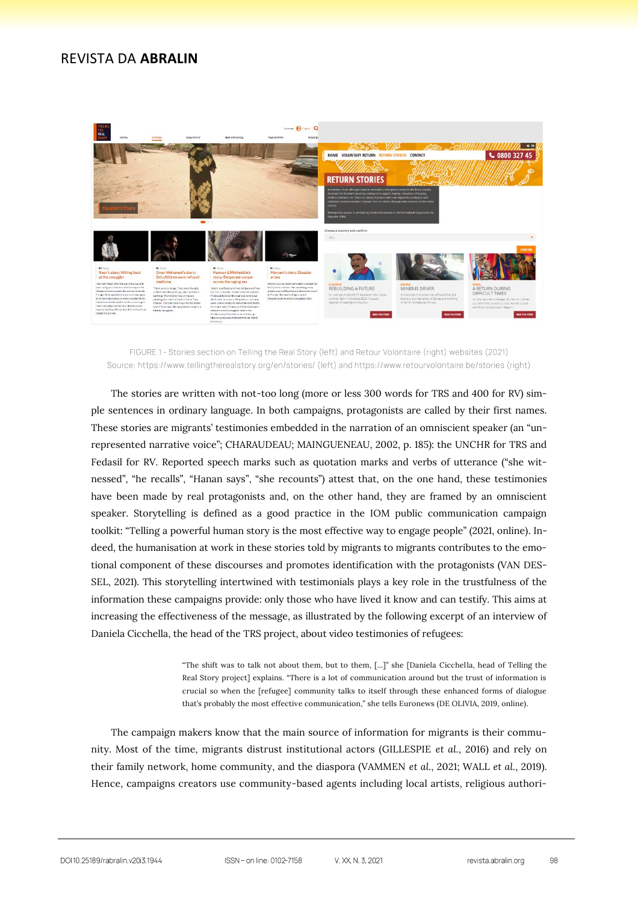FIGURE 1 - Stories section on Telling the Real Story (left) and Retour Volontaire (right) websites (2021)
Source: https://www.tellingtherealstory.org/en/stories/ (left) and https://www.retourvolontaire.be/stories (right)

The stories are written with not-too long (more or less 300 words for TRS and 400 for RV) simple sentences in ordinary language. In both campaigns, protagonists are called by their first names. These stories are migrants' testimonies embedded in the narration of an omniscient speaker (an "unrepresented narrative voice"; CHARAUDEAU; MAINGUENEAU, 2002, p. 185): the UNCHR for TRS and Fedasil for RV. Reported speech marks such as quotation marks and verbs of utterance ("she witnessed", "he recalls", "Hanan says", "she recounts") attest that, on the one hand, these testimonies have been made by real protagonists and, on the other hand, they are framed by an omniscient speaker. Storytelling is defined as a good practice in the IOM public communication campaign toolkit: "Telling a powerful human story is the most effective way to engage people" (2021, online). Indeed, the humanisation at work in these stories told by migrants to migrants contributes to the emotional component of these discourses and promotes identification with the protagonists (VAN DESSEL, 2021). This storytelling intertwined with testimonials plays a key role in the trustfulness of the information these campaigns provide: only those who have lived it know and can testify. This aims at increasing the effectiveness of the message, as illustrated by the following excerpt of an interview of Daniela Cicchella, the head of the TRS project, about video testimonies of refugees:

> "The shift was to talk not about them, but to them, [...]" she [Daniela Cicchella, head of Telling the Real Story project] explains. "There is a lot of communication around but the trust of information is crucial so when the [refugee] community talks to itself through these enhanced forms of dialogue that's probably the most effective communication," she tells Euronews (DE OLIVIA, 2019, online).

The campaign makers know that the main source of information for migrants is their community. Most of the time, migrants distrust institutional actors (GILLESPIE *et al.*, 2016) and rely on their family network, home community, and the diaspora (VAMMEN *et al.*, 2021; WALL *et al.*, 2019). Hence, campaigns creators use community-based agents including local artists, religious authori-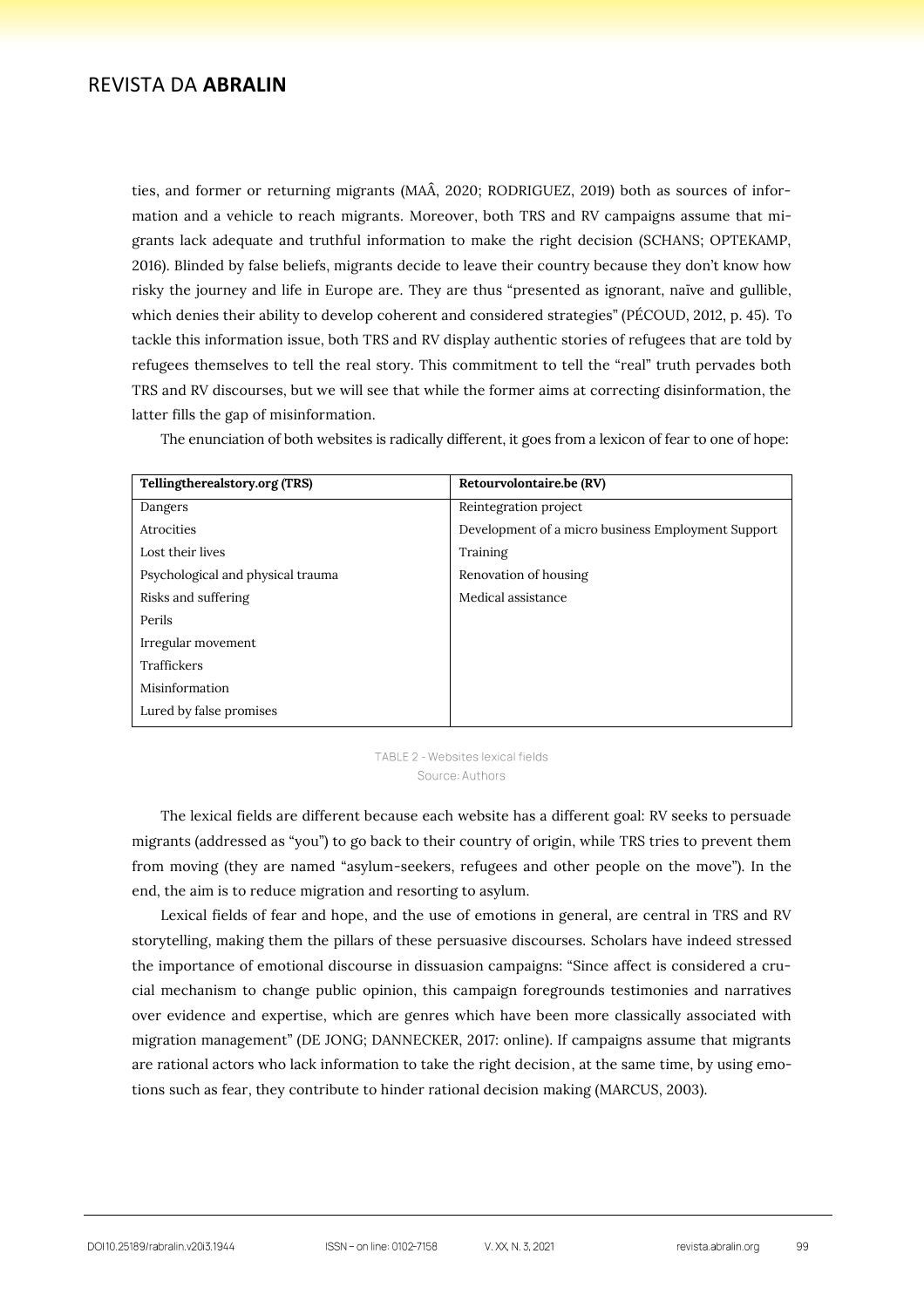ties, and former or returning migrants (MAÂ, 2020; RODRIGUEZ, 2019) both as sources of information and a vehicle to reach migrants. Moreover, both TRS and RV campaigns assume that migrants lack adequate and truthful information to make the right decision (SCHANS; OPTEKAMP, 2016). Blinded by false beliefs, migrants decide to leave their country because they don't know how risky the journey and life in Europe are. They are thus "presented as ignorant, naïve and gullible, which denies their ability to develop coherent and considered strategies" (PÉCOUD, 2012, p. 45). To tackle this information issue, both TRS and RV display authentic stories of refugees that are told by refugees themselves to tell the real story. This commitment to tell the "real" truth pervades both TRS and RV discourses, but we will see that while the former aims at correcting disinformation, the latter fills the gap of misinformation.

The enunciation of both websites is radically different, it goes from a lexicon of fear to one of hope:

| **Tellingtherealstory.org (TRS)** | **Retourvolontaire.be (RV)** |
|---|---|
| Dangers | Reintegration project |
| Atrocities | Development of a micro business Employment Support |
| Lost their lives | Training |
| Psychological and physical trauma | Renovation of housing |
| Risks and suffering | Medical assistance |
| Perils | |
| Irregular movement | |
| Traffickers | |
| Misinformation | |
| Lured by false promises | |

TABLE 2 - Websites lexical fields
Source: Authors

The lexical fields are different because each website has a different goal: RV seeks to persuade migrants (addressed as "you") to go back to their country of origin, while TRS tries to prevent them from moving (they are named "asylum-seekers, refugees and other people on the move"). In the end, the aim is to reduce migration and resorting to asylum.

Lexical fields of fear and hope, and the use of emotions in general, are central in TRS and RV storytelling, making them the pillars of these persuasive discourses. Scholars have indeed stressed the importance of emotional discourse in dissuasion campaigns: "Since affect is considered a crucial mechanism to change public opinion, this campaign foregrounds testimonies and narratives over evidence and expertise, which are genres which have been more classically associated with migration management" (DE JONG; DANNECKER, 2017: online). If campaigns assume that migrants are rational actors who lack information to take the right decision, at the same time, by using emotions such as fear, they contribute to hinder rational decision making (MARCUS, 2003).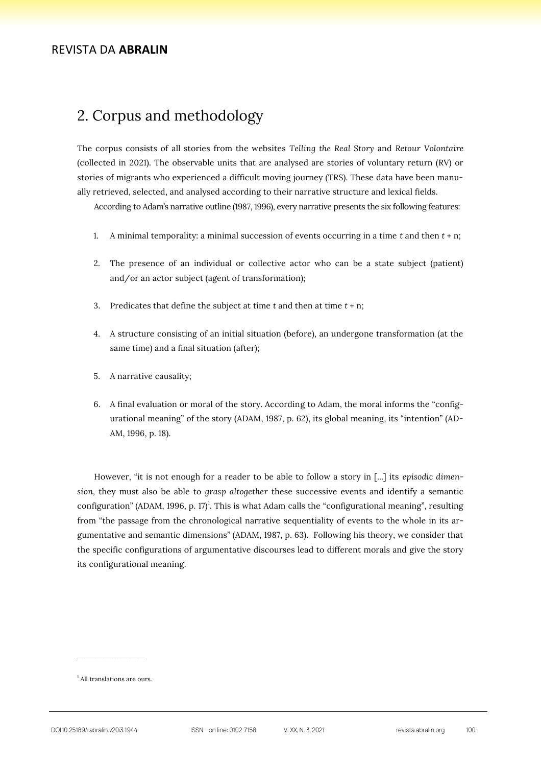## 2. Corpus and methodology

The corpus consists of all stories from the websites *Telling the Real Story* and *Retour Volontaire* (collected in 2021). The observable units that are analysed are stories of voluntary return (RV) or stories of migrants who experienced a difficult moving journey (TRS). These data have been manually retrieved, selected, and analysed according to their narrative structure and lexical fields.

According to Adam's narrative outline (1987, 1996), every narrative presents the six following features:

1. A minimal temporality: a minimal succession of events occurring in a time $t$ and then $t + n$;
2. The presence of an individual or collective actor who can be a state subject (patient) and/or an actor subject (agent of transformation);
3. Predicates that define the subject at time $t$ and then at time $t + n$;
4. A structure consisting of an initial situation (before), an undergone transformation (at the same time) and a final situation (after);
5. A narrative causality;
6. A final evaluation or moral of the story. According to Adam, the moral informs the "configurational meaning" of the story (ADAM, 1987, p. 62), its global meaning, its "intention" (ADAM, 1996, p. 18).

However, "it is not enough for a reader to be able to follow a story in [...] its *episodic dimension*, they must also be able to *grasp altogether* these successive events and identify a semantic configuration" (ADAM, 1996, p. 17)[1]. This is what Adam calls the "configurational meaning", resulting from "the passage from the chronological narrative sequentiality of events to the whole in its argumentative and semantic dimensions" (ADAM, 1987, p. 63). Following his theory, we consider that the specific configurations of argumentative discourses lead to different morals and give the story its configurational meaning.

---

[1] All translations are ours.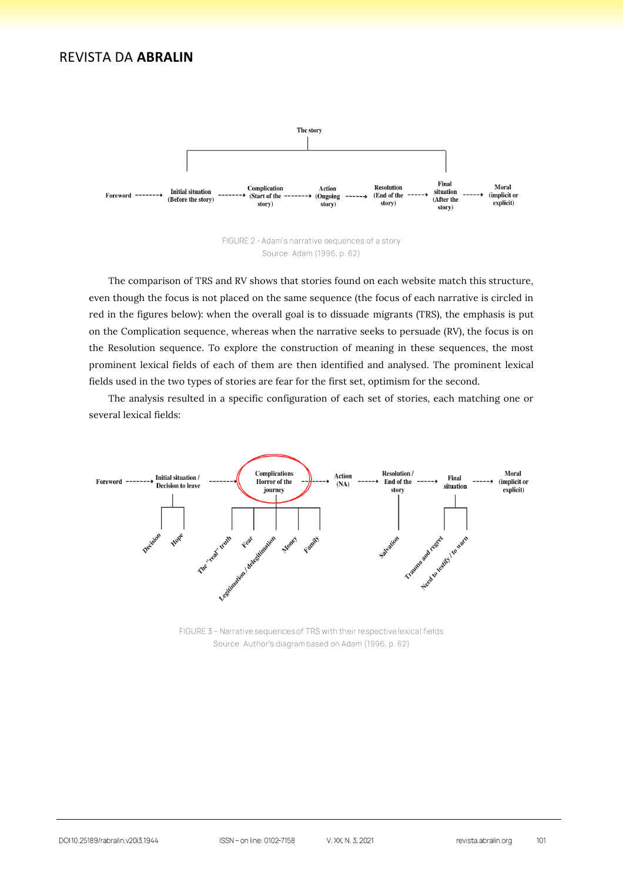The story

Foreword → Initial situation (Before the story) → Complication (Start of the story) → Action (Ongoing story) → Resolution (End of the story) → Final situation (After the story) → Moral (implicit or explicit)

FIGURE 2 - Adam's narrative sequences of a story
Source: Adam (1996, p. 62)

The comparison of TRS and RV shows that stories found on each website match this structure, even though the focus is not placed on the same sequence (the focus of each narrative is circled in red in the figures below): when the overall goal is to dissuade migrants (TRS), the emphasis is put on the Complication sequence, whereas when the narrative seeks to persuade (RV), the focus is on the Resolution sequence. To explore the construction of meaning in these sequences, the most prominent lexical fields of each of them are then identified and analysed. The prominent lexical fields used in the two types of stories are fear for the first set, optimism for the second.

The analysis resulted in a specific configuration of each set of stories, each matching one or several lexical fields:

Foreword → Initial situation / Decision to leave → Complications Horror of the journey → Action (NA) → Resolution / End of the story → Final situation → Moral (implicit or explicit)

Initial situation / Decision to leave: Decision; Hope

Complications Horror of the journey: The "real" truth; Fear; Legitimation / delegitimation; Money; Family

Resolution / End of the story: Salvation

Final situation: Trauma and regret; Need to testify / to warn

FIGURE 3 – Narrative sequences of TRS with their respective lexical fields
Source: Author's diagram based on Adam (1996, p. 62)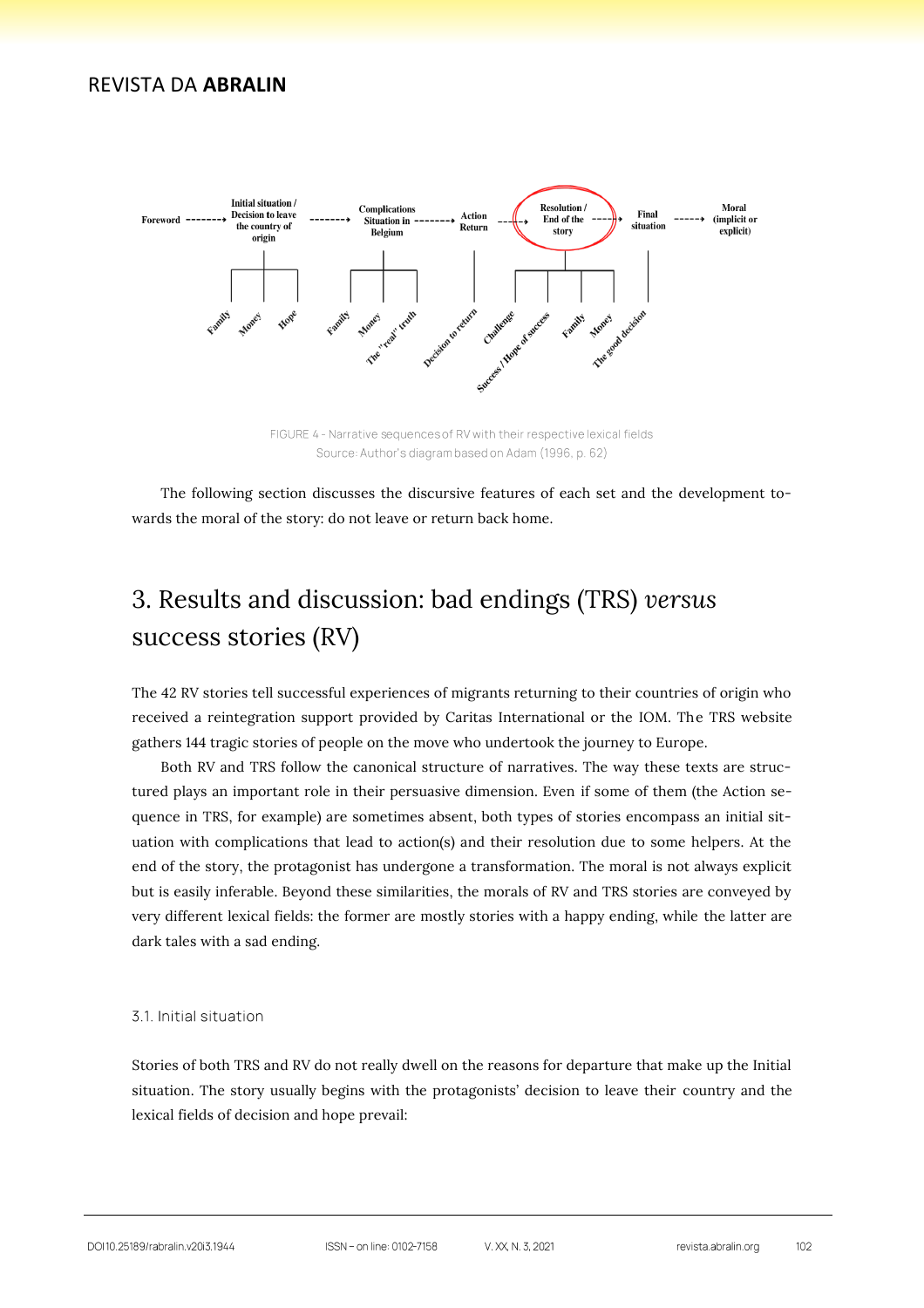FIGURE 4 - Narrative sequences of RV with their respective lexical fields
Source: Author's diagram based on Adam (1996, p. 62)

The following section discusses the discursive features of each set and the development towards the moral of the story: do not leave or return back home.

## 3. Results and discussion: bad endings (TRS) *versus* success stories (RV)

The 42 RV stories tell successful experiences of migrants returning to their countries of origin who received a reintegration support provided by Caritas International or the IOM. The TRS website gathers 144 tragic stories of people on the move who undertook the journey to Europe.

Both RV and TRS follow the canonical structure of narratives. The way these texts are structured plays an important role in their persuasive dimension. Even if some of them (the Action sequence in TRS, for example) are sometimes absent, both types of stories encompass an initial situation with complications that lead to action(s) and their resolution due to some helpers. At the end of the story, the protagonist has undergone a transformation. The moral is not always explicit but is easily inferable. Beyond these similarities, the morals of RV and TRS stories are conveyed by very different lexical fields: the former are mostly stories with a happy ending, while the latter are dark tales with a sad ending.

### 3.1. Initial situation

Stories of both TRS and RV do not really dwell on the reasons for departure that make up the Initial situation. The story usually begins with the protagonists' decision to leave their country and the lexical fields of decision and hope prevail: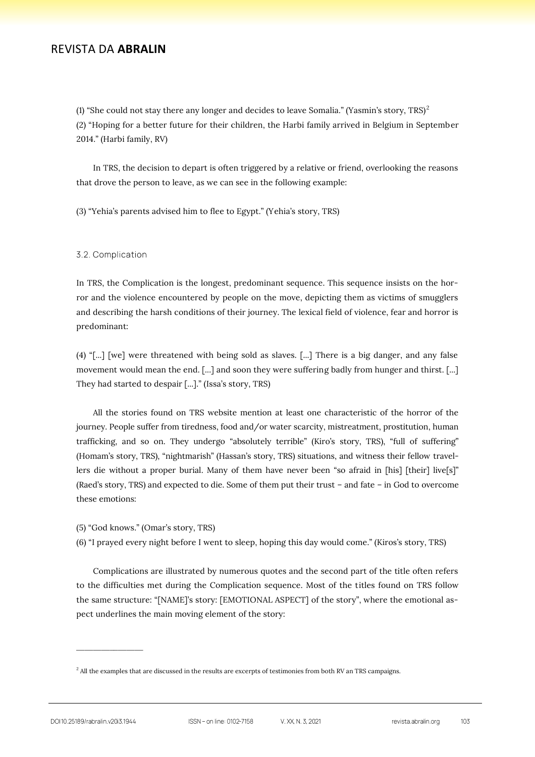(1) “She could not stay there any longer and decides to leave Somalia.” (Yasmin’s story, TRS)[2]
(2) “Hoping for a better future for their children, the Harbi family arrived in Belgium in September 2014.” (Harbi family, RV)

In TRS, the decision to depart is often triggered by a relative or friend, overlooking the reasons that drove the person to leave, as we can see in the following example:

(3) “Yehia’s parents advised him to flee to Egypt.” (Yehia’s story, TRS)

### 3.2. Complication

In TRS, the Complication is the longest, predominant sequence. This sequence insists on the horror and the violence encountered by people on the move, depicting them as victims of smugglers and describing the harsh conditions of their journey. The lexical field of violence, fear and horror is predominant:

(4) “[…] [we] were threatened with being sold as slaves. […] There is a big danger, and any false movement would mean the end. […] and soon they were suffering badly from hunger and thirst. […] They had started to despair […].” (Issa’s story, TRS)

All the stories found on TRS website mention at least one characteristic of the horror of the journey. People suffer from tiredness, food and/or water scarcity, mistreatment, prostitution, human trafficking, and so on. They undergo “absolutely terrible” (Kiro’s story, TRS), “full of suffering” (Homam’s story, TRS), “nightmarish” (Hassan’s story, TRS) situations, and witness their fellow travellers die without a proper burial. Many of them have never been “so afraid in [his] [their] live[s]” (Raed’s story, TRS) and expected to die. Some of them put their trust – and fate – in God to overcome these emotions:

(5) “God knows.” (Omar’s story, TRS)
(6) “I prayed every night before I went to sleep, hoping this day would come.” (Kiros’s story, TRS)

Complications are illustrated by numerous quotes and the second part of the title often refers to the difficulties met during the Complication sequence. Most of the titles found on TRS follow the same structure: “[NAME]’s story: [EMOTIONAL ASPECT] of the story”, where the emotional aspect underlines the main moving element of the story:

---

[2] All the examples that are discussed in the results are excerpts of testimonies from both RV an TRS campaigns.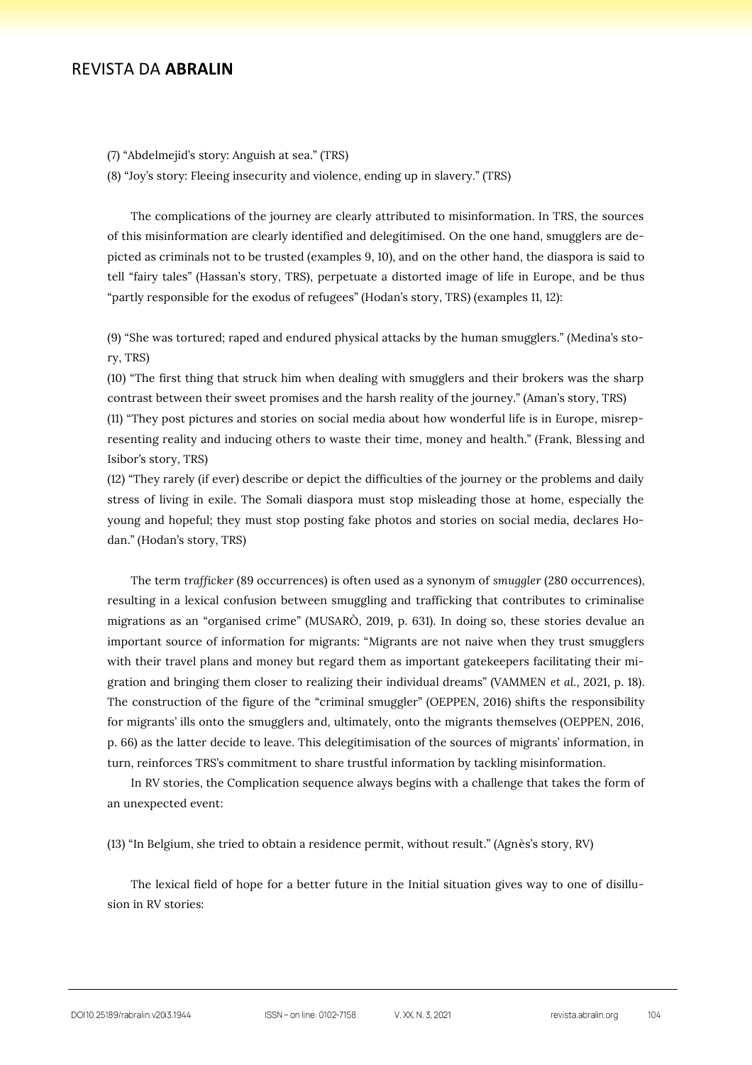(7) “Abdelmejid’s story: Anguish at sea.” (TRS)

(8) “Joy’s story: Fleeing insecurity and violence, ending up in slavery.” (TRS)

The complications of the journey are clearly attributed to misinformation. In TRS, the sources of this misinformation are clearly identified and delegitimised. On the one hand, smugglers are depicted as criminals not to be trusted (examples 9, 10), and on the other hand, the diaspora is said to tell “fairy tales” (Hassan’s story, TRS), perpetuate a distorted image of life in Europe, and be thus “partly responsible for the exodus of refugees” (Hodan’s story, TRS) (examples 11, 12):

(9) “She was tortured; raped and endured physical attacks by the human smugglers.” (Medina’s story, TRS)

(10) “The first thing that struck him when dealing with smugglers and their brokers was the sharp contrast between their sweet promises and the harsh reality of the journey.” (Aman’s story, TRS)

(11) “They post pictures and stories on social media about how wonderful life is in Europe, misrepresenting reality and inducing others to waste their time, money and health.” (Frank, Blessing and Isibor’s story, TRS)

(12) “They rarely (if ever) describe or depict the difficulties of the journey or the problems and daily stress of living in exile. The Somali diaspora must stop misleading those at home, especially the young and hopeful; they must stop posting fake photos and stories on social media, declares Hodan.” (Hodan’s story, TRS)

The term *trafficker* (89 occurrences) is often used as a synonym of *smuggler* (280 occurrences), resulting in a lexical confusion between smuggling and trafficking that contributes to criminalise migrations as an “organised crime” (MUSARÒ, 2019, p. 631). In doing so, these stories devalue an important source of information for migrants: “Migrants are not naive when they trust smugglers with their travel plans and money but regard them as important gatekeepers facilitating their migration and bringing them closer to realizing their individual dreams” (VAMMEN *et al.*, 2021, p. 18). The construction of the figure of the “criminal smuggler” (OEPPEN, 2016) shifts the responsibility for migrants’ ills onto the smugglers and, ultimately, onto the migrants themselves (OEPPEN, 2016, p. 66) as the latter decide to leave. This delegitimisation of the sources of migrants’ information, in turn, reinforces TRS’s commitment to share trustful information by tackling misinformation.

In RV stories, the Complication sequence always begins with a challenge that takes the form of an unexpected event:

(13) “In Belgium, she tried to obtain a residence permit, without result.” (Agnès’s story, RV)

The lexical field of hope for a better future in the Initial situation gives way to one of disillusion in RV stories: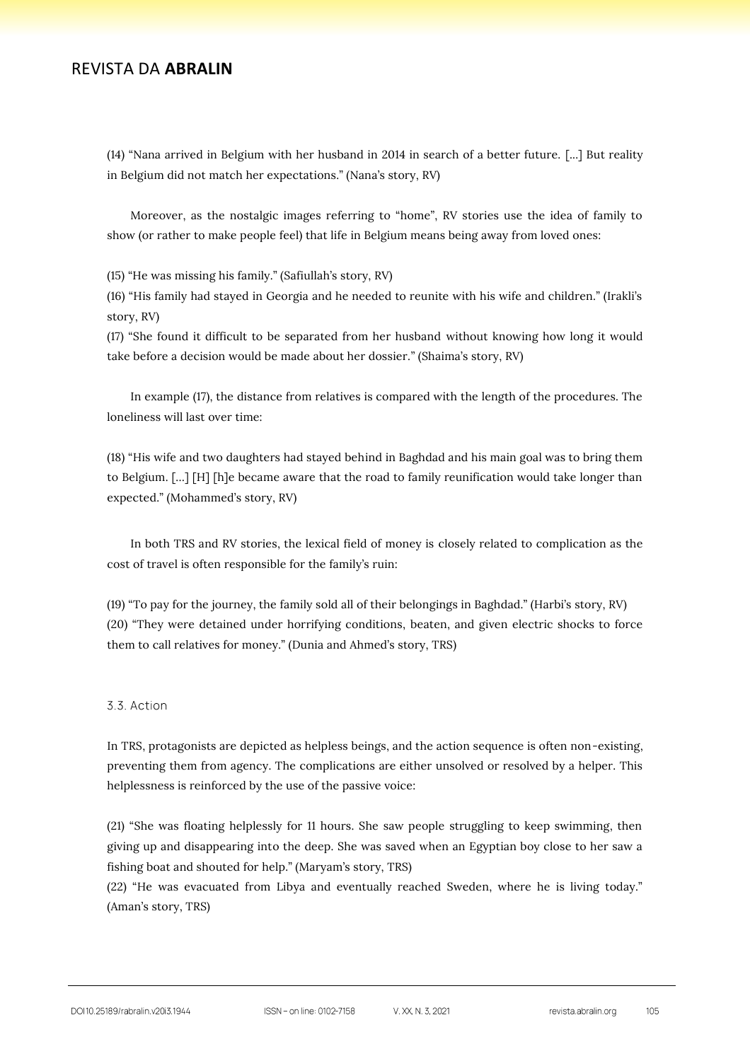(14) “Nana arrived in Belgium with her husband in 2014 in search of a better future. [...] But reality in Belgium did not match her expectations.” (Nana’s story, RV)

Moreover, as the nostalgic images referring to “home”, RV stories use the idea of family to show (or rather to make people feel) that life in Belgium means being away from loved ones:

(15) “He was missing his family.” (Safiullah’s story, RV)

(16) “His family had stayed in Georgia and he needed to reunite with his wife and children.” (Irakli’s story, RV)

(17) “She found it difficult to be separated from her husband without knowing how long it would take before a decision would be made about her dossier.” (Shaima’s story, RV)

In example (17), the distance from relatives is compared with the length of the procedures. The loneliness will last over time:

(18) “His wife and two daughters had stayed behind in Baghdad and his main goal was to bring them to Belgium. [...] [H] [h]e became aware that the road to family reunification would take longer than expected.” (Mohammed’s story, RV)

In both TRS and RV stories, the lexical field of money is closely related to complication as the cost of travel is often responsible for the family’s ruin:

(19) “To pay for the journey, the family sold all of their belongings in Baghdad.” (Harbi’s story, RV)

(20) “They were detained under horrifying conditions, beaten, and given electric shocks to force them to call relatives for money.” (Dunia and Ahmed’s story, TRS)

### 3.3. Action

In TRS, protagonists are depicted as helpless beings, and the action sequence is often non-existing, preventing them from agency. The complications are either unsolved or resolved by a helper. This helplessness is reinforced by the use of the passive voice:

(21) “She was floating helplessly for 11 hours. She saw people struggling to keep swimming, then giving up and disappearing into the deep. She was saved when an Egyptian boy close to her saw a fishing boat and shouted for help.” (Maryam’s story, TRS)

(22) “He was evacuated from Libya and eventually reached Sweden, where he is living today.” (Aman’s story, TRS)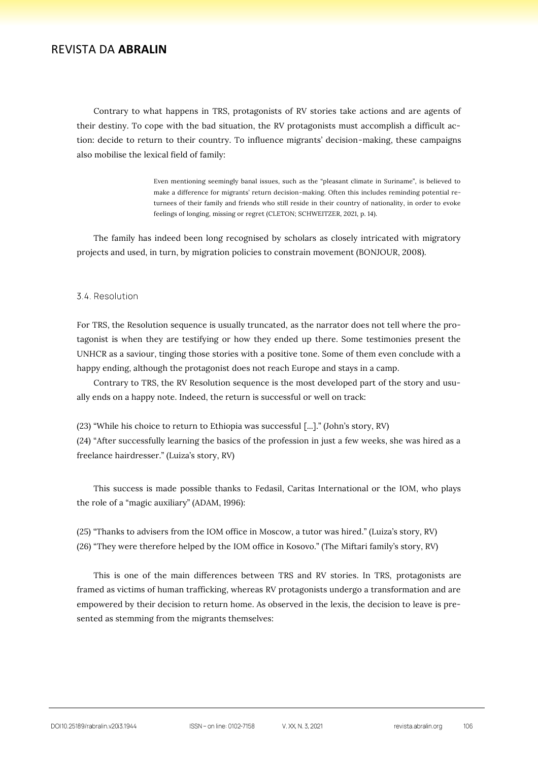Contrary to what happens in TRS, protagonists of RV stories take actions and are agents of their destiny. To cope with the bad situation, the RV protagonists must accomplish a difficult action: decide to return to their country. To influence migrants' decision-making, these campaigns also mobilise the lexical field of family:

> Even mentioning seemingly banal issues, such as the "pleasant climate in Suriname", is believed to make a difference for migrants' return decision-making. Often this includes reminding potential returnees of their family and friends who still reside in their country of nationality, in order to evoke feelings of longing, missing or regret (CLETON; SCHWEITZER, 2021, p. 14).

The family has indeed been long recognised by scholars as closely intricated with migratory projects and used, in turn, by migration policies to constrain movement (BONJOUR, 2008).

### 3.4. Resolution

For TRS, the Resolution sequence is usually truncated, as the narrator does not tell where the protagonist is when they are testifying or how they ended up there. Some testimonies present the UNHCR as a saviour, tinging those stories with a positive tone. Some of them even conclude with a happy ending, although the protagonist does not reach Europe and stays in a camp.

Contrary to TRS, the RV Resolution sequence is the most developed part of the story and usually ends on a happy note. Indeed, the return is successful or well on track:

(23) "While his choice to return to Ethiopia was successful [...]." (John's story, RV)
(24) "After successfully learning the basics of the profession in just a few weeks, she was hired as a freelance hairdresser." (Luiza's story, RV)

This success is made possible thanks to Fedasil, Caritas International or the IOM, who plays the role of a "magic auxiliary" (ADAM, 1996):

(25) "Thanks to advisers from the IOM office in Moscow, a tutor was hired." (Luiza's story, RV)
(26) "They were therefore helped by the IOM office in Kosovo." (The Miftari family's story, RV)

This is one of the main differences between TRS and RV stories. In TRS, protagonists are framed as victims of human trafficking, whereas RV protagonists undergo a transformation and are empowered by their decision to return home. As observed in the lexis, the decision to leave is presented as stemming from the migrants themselves: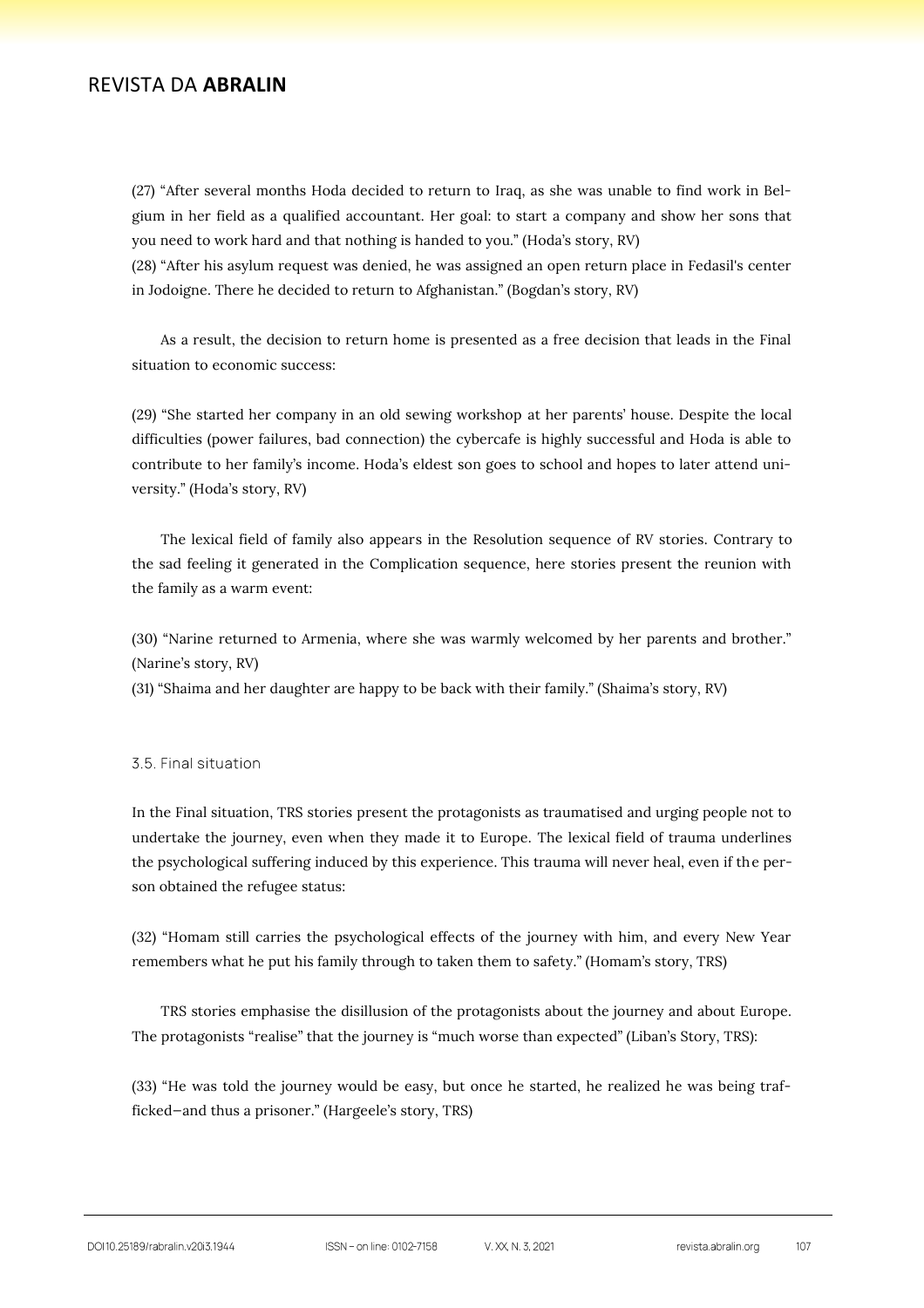(27) “After several months Hoda decided to return to Iraq, as she was unable to find work in Belgium in her field as a qualified accountant. Her goal: to start a company and show her sons that you need to work hard and that nothing is handed to you.” (Hoda’s story, RV)

(28) “After his asylum request was denied, he was assigned an open return place in Fedasil's center in Jodoigne. There he decided to return to Afghanistan.” (Bogdan’s story, RV)

As a result, the decision to return home is presented as a free decision that leads in the Final situation to economic success:

(29) “She started her company in an old sewing workshop at her parents’ house. Despite the local difficulties (power failures, bad connection) the cybercafe is highly successful and Hoda is able to contribute to her family’s income. Hoda’s eldest son goes to school and hopes to later attend university.” (Hoda’s story, RV)

The lexical field of family also appears in the Resolution sequence of RV stories. Contrary to the sad feeling it generated in the Complication sequence, here stories present the reunion with the family as a warm event:

(30) “Narine returned to Armenia, where she was warmly welcomed by her parents and brother.” (Narine’s story, RV)

(31) “Shaima and her daughter are happy to be back with their family.” (Shaima’s story, RV)

### 3.5. Final situation

In the Final situation, TRS stories present the protagonists as traumatised and urging people not to undertake the journey, even when they made it to Europe. The lexical field of trauma underlines the psychological suffering induced by this experience. This trauma will never heal, even if the person obtained the refugee status:

(32) “Homam still carries the psychological effects of the journey with him, and every New Year remembers what he put his family through to taken them to safety.” (Homam’s story, TRS)

TRS stories emphasise the disillusion of the protagonists about the journey and about Europe. The protagonists “realise” that the journey is “much worse than expected” (Liban’s Story, TRS):

(33) “He was told the journey would be easy, but once he started, he realized he was being trafficked—and thus a prisoner.” (Hargeele’s story, TRS)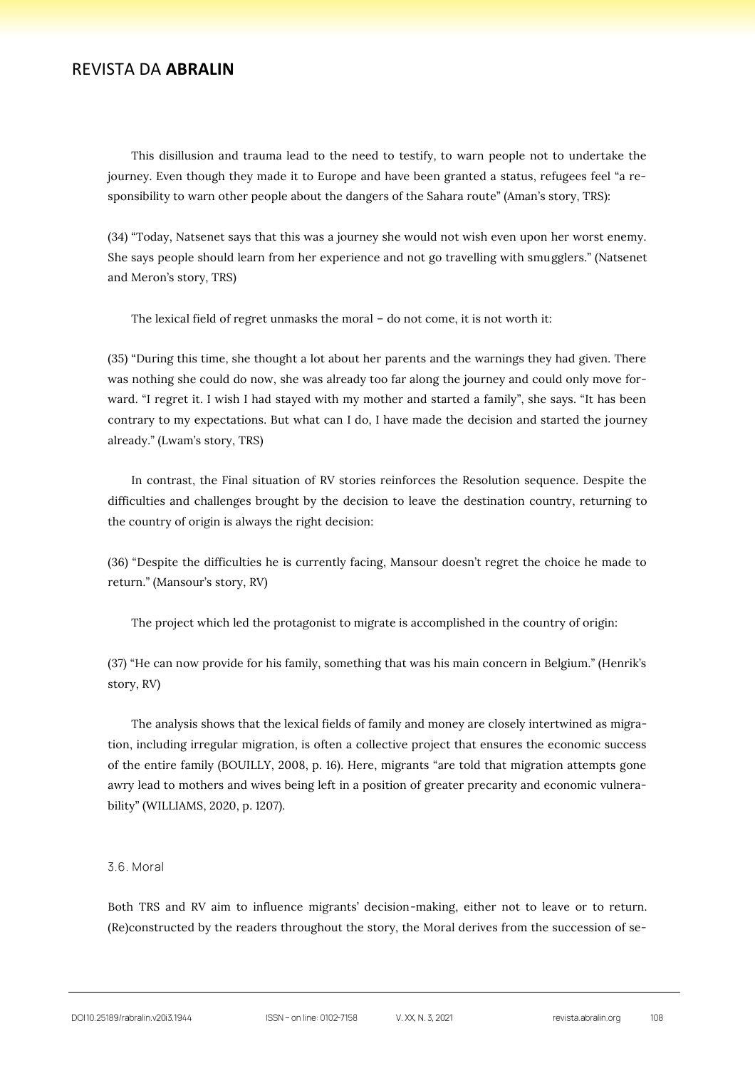This disillusion and trauma lead to the need to testify, to warn people not to undertake the journey. Even though they made it to Europe and have been granted a status, refugees feel "a responsibility to warn other people about the dangers of the Sahara route" (Aman's story, TRS):

(34) "Today, Natsenet says that this was a journey she would not wish even upon her worst enemy. She says people should learn from her experience and not go travelling with smugglers." (Natsenet and Meron's story, TRS)

The lexical field of regret unmasks the moral – do not come, it is not worth it:

(35) "During this time, she thought a lot about her parents and the warnings they had given. There was nothing she could do now, she was already too far along the journey and could only move forward. "I regret it. I wish I had stayed with my mother and started a family", she says. "It has been contrary to my expectations. But what can I do, I have made the decision and started the journey already." (Lwam's story, TRS)

In contrast, the Final situation of RV stories reinforces the Resolution sequence. Despite the difficulties and challenges brought by the decision to leave the destination country, returning to the country of origin is always the right decision:

(36) "Despite the difficulties he is currently facing, Mansour doesn't regret the choice he made to return." (Mansour's story, RV)

The project which led the protagonist to migrate is accomplished in the country of origin:

(37) "He can now provide for his family, something that was his main concern in Belgium." (Henrik's story, RV)

The analysis shows that the lexical fields of family and money are closely intertwined as migration, including irregular migration, is often a collective project that ensures the economic success of the entire family (BOUILLY, 2008, p. 16). Here, migrants "are told that migration attempts gone awry lead to mothers and wives being left in a position of greater precarity and economic vulnerability" (WILLIAMS, 2020, p. 1207).

### 3.6. Moral

Both TRS and RV aim to influence migrants' decision-making, either not to leave or to return. (Re)constructed by the readers throughout the story, the Moral derives from the succession of se-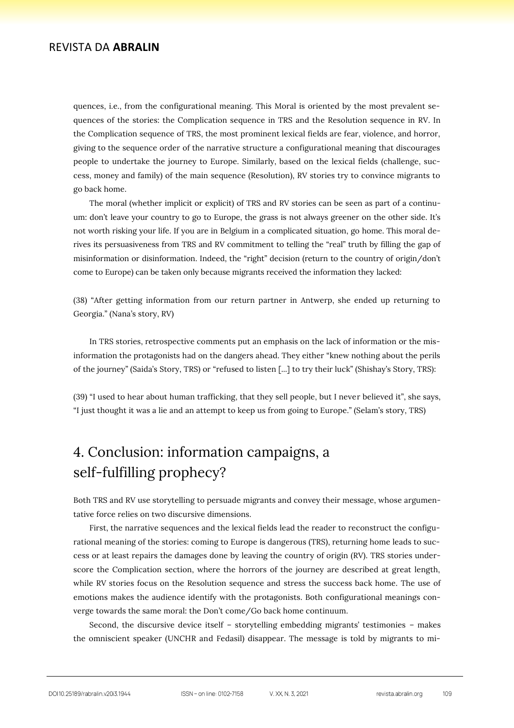quences, i.e., from the configurational meaning. This Moral is oriented by the most prevalent sequences of the stories: the Complication sequence in TRS and the Resolution sequence in RV. In the Complication sequence of TRS, the most prominent lexical fields are fear, violence, and horror, giving to the sequence order of the narrative structure a configurational meaning that discourages people to undertake the journey to Europe. Similarly, based on the lexical fields (challenge, success, money and family) of the main sequence (Resolution), RV stories try to convince migrants to go back home.

The moral (whether implicit or explicit) of TRS and RV stories can be seen as part of a continuum: don't leave your country to go to Europe, the grass is not always greener on the other side. It's not worth risking your life. If you are in Belgium in a complicated situation, go home. This moral derives its persuasiveness from TRS and RV commitment to telling the "real" truth by filling the gap of misinformation or disinformation. Indeed, the "right" decision (return to the country of origin/don't come to Europe) can be taken only because migrants received the information they lacked:

(38) "After getting information from our return partner in Antwerp, she ended up returning to Georgia." (Nana's story, RV)

In TRS stories, retrospective comments put an emphasis on the lack of information or the misinformation the protagonists had on the dangers ahead. They either "knew nothing about the perils of the journey" (Saida's Story, TRS) or "refused to listen [...] to try their luck" (Shishay's Story, TRS):

(39) "I used to hear about human trafficking, that they sell people, but I never believed it", she says, "I just thought it was a lie and an attempt to keep us from going to Europe." (Selam's story, TRS)

# 4. Conclusion: information campaigns, a self-fulfilling prophecy?

Both TRS and RV use storytelling to persuade migrants and convey their message, whose argumentative force relies on two discursive dimensions.

First, the narrative sequences and the lexical fields lead the reader to reconstruct the configurational meaning of the stories: coming to Europe is dangerous (TRS), returning home leads to success or at least repairs the damages done by leaving the country of origin (RV). TRS stories underscore the Complication section, where the horrors of the journey are described at great length, while RV stories focus on the Resolution sequence and stress the success back home. The use of emotions makes the audience identify with the protagonists. Both configurational meanings converge towards the same moral: the Don't come/Go back home continuum.

Second, the discursive device itself – storytelling embedding migrants' testimonies – makes the omniscient speaker (UNCHR and Fedasil) disappear. The message is told by migrants to mi-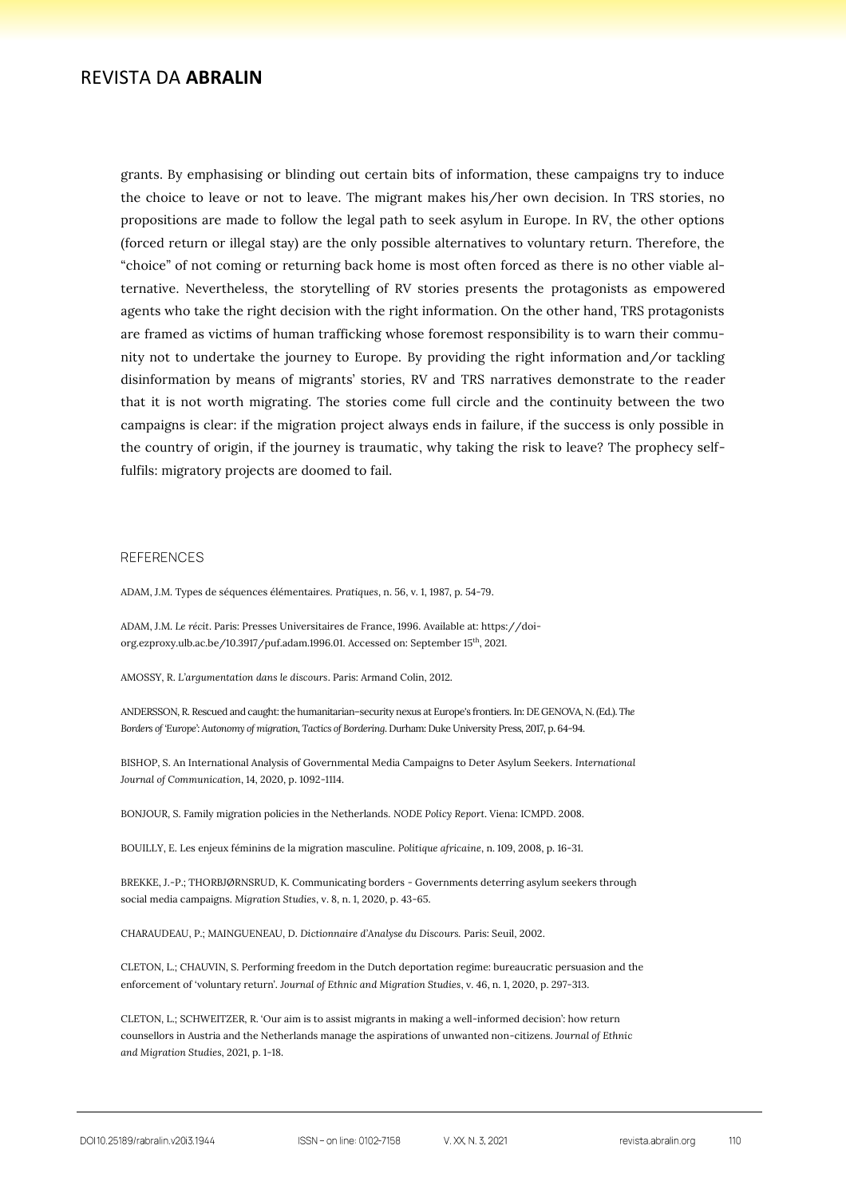grants. By emphasising or blinding out certain bits of information, these campaigns try to induce the choice to leave or not to leave. The migrant makes his/her own decision. In TRS stories, no propositions are made to follow the legal path to seek asylum in Europe. In RV, the other options (forced return or illegal stay) are the only possible alternatives to voluntary return. Therefore, the "choice" of not coming or returning back home is most often forced as there is no other viable alternative. Nevertheless, the storytelling of RV stories presents the protagonists as empowered agents who take the right decision with the right information. On the other hand, TRS protagonists are framed as victims of human trafficking whose foremost responsibility is to warn their community not to undertake the journey to Europe. By providing the right information and/or tackling disinformation by means of migrants' stories, RV and TRS narratives demonstrate to the reader that it is not worth migrating. The stories come full circle and the continuity between the two campaigns is clear: if the migration project always ends in failure, if the success is only possible in the country of origin, if the journey is traumatic, why taking the risk to leave? The prophecy self-fulfils: migratory projects are doomed to fail.

## REFERENCES

ADAM, J.M. Types de séquences élémentaires. *Pratiques*, n. 56, v. 1, 1987, p. 54-79.

ADAM, J.M. *Le récit*. Paris: Presses Universitaires de France, 1996. Available at: https://doi-org.ezproxy.ulb.ac.be/10.3917/puf.adam.1996.01. Accessed on: September 15th, 2021.

AMOSSY, R. *L'argumentation dans le discours*. Paris: Armand Colin, 2012.

ANDERSSON, R. Rescued and caught: the humanitarian–security nexus at Europe's frontiers. In: DE GENOVA, N. (Ed.). *The Borders of 'Europe': Autonomy of migration, Tactics of Bordering*. Durham: Duke University Press, 2017, p. 64-94.

BISHOP, S. An International Analysis of Governmental Media Campaigns to Deter Asylum Seekers. *International Journal of Communication*, 14, 2020, p. 1092-1114.

BONJOUR, S. Family migration policies in the Netherlands. *NODE Policy Report*. Viena: ICMPD. 2008.

BOUILLY, E. Les enjeux féminins de la migration masculine. *Politique africaine*, n. 109, 2008, p. 16-31.

BREKKE, J.-P.; THORBJØRNSRUD, K. Communicating borders - Governments deterring asylum seekers through social media campaigns. *Migration Studies*, v. 8, n. 1, 2020, p. 43-65.

CHARAUDEAU, P.; MAINGUENEAU, D. *Dictionnaire d'Analyse du Discours*. Paris: Seuil, 2002.

CLETON, L.; CHAUVIN, S. Performing freedom in the Dutch deportation regime: bureaucratic persuasion and the enforcement of 'voluntary return'. *Journal of Ethnic and Migration Studies*, v. 46, n. 1, 2020, p. 297-313.

CLETON, L.; SCHWEITZER, R. 'Our aim is to assist migrants in making a well-informed decision': how return counsellors in Austria and the Netherlands manage the aspirations of unwanted non-citizens. *Journal of Ethnic and Migration Studies*, 2021, p. 1-18.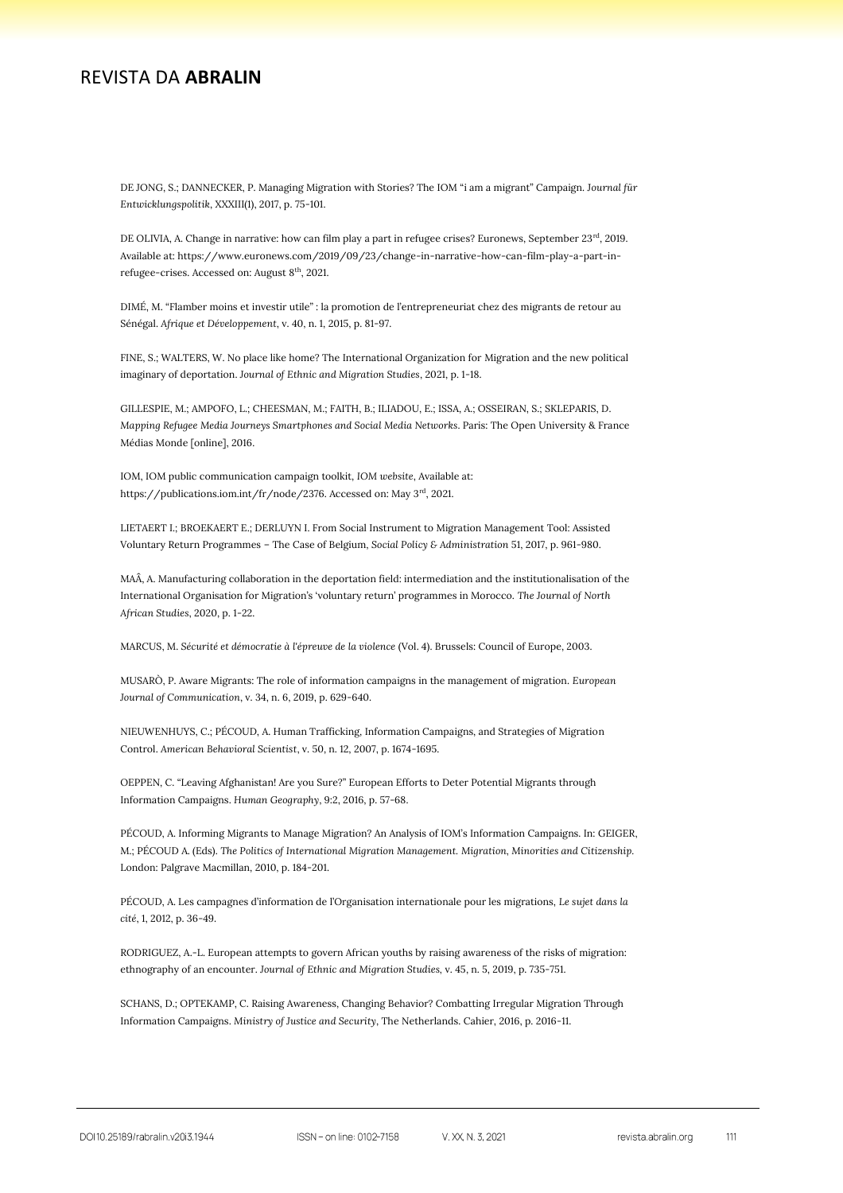DE JONG, S.; DANNECKER, P. Managing Migration with Stories? The IOM "i am a migrant" Campaign. *Journal für Entwicklungspolitik*, XXXIII(1), 2017, p. 75-101.

DE OLIVIA, A. Change in narrative: how can film play a part in refugee crises? Euronews, September 23rd, 2019. Available at: https://www.euronews.com/2019/09/23/change-in-narrative-how-can-film-play-a-part-in-refugee-crises. Accessed on: August 8th, 2021.

DIMÉ, M. "Flamber moins et investir utile" : la promotion de l'entrepreneuriat chez des migrants de retour au Sénégal. *Afrique et Développement*, v. 40, n. 1, 2015, p. 81-97.

FINE, S.; WALTERS, W. No place like home? The International Organization for Migration and the new political imaginary of deportation. *Journal of Ethnic and Migration Studies*, 2021, p. 1-18.

GILLESPIE, M.; AMPOFO, L.; CHEESMAN, M.; FAITH, B.; ILIADOU, E.; ISSA, A.; OSSEIRAN, S.; SKLEPARIS, D. *Mapping Refugee Media Journeys Smartphones and Social Media Networks*. Paris: The Open University & France Médias Monde [online], 2016.

IOM, IOM public communication campaign toolkit, *IOM website*, Available at: https://publications.iom.int/fr/node/2376. Accessed on: May 3rd, 2021.

LIETAERT I.; BROEKAERT E.; DERLUYN I. From Social Instrument to Migration Management Tool: Assisted Voluntary Return Programmes – The Case of Belgium, *Social Policy & Administration* 51, 2017, p. 961-980.

MAÂ, A. Manufacturing collaboration in the deportation field: intermediation and the institutionalisation of the International Organisation for Migration's 'voluntary return' programmes in Morocco. *The Journal of North African Studies*, 2020, p. 1-22.

MARCUS, M. *Sécurité et démocratie à l'épreuve de la violence* (Vol. 4). Brussels: Council of Europe, 2003.

MUSARÒ, P. Aware Migrants: The role of information campaigns in the management of migration. *European Journal of Communication*, v. 34, n. 6, 2019, p. 629-640.

NIEUWENHUYS, C.; PÉCOUD, A. Human Trafficking, Information Campaigns, and Strategies of Migration Control. *American Behavioral Scientist*, v. 50, n. 12, 2007, p. 1674-1695.

OEPPEN, C. "Leaving Afghanistan! Are you Sure?" European Efforts to Deter Potential Migrants through Information Campaigns. *Human Geography*, 9:2, 2016, p. 57-68.

PÉCOUD, A. Informing Migrants to Manage Migration? An Analysis of IOM's Information Campaigns. In: GEIGER, M.; PÉCOUD A. (Eds). *The Politics of International Migration Management. Migration, Minorities and Citizenship*. London: Palgrave Macmillan, 2010, p. 184-201.

PÉCOUD, A. Les campagnes d'information de l'Organisation internationale pour les migrations, *Le sujet dans la cité*, 1, 2012, p. 36-49.

RODRIGUEZ, A.-L. European attempts to govern African youths by raising awareness of the risks of migration: ethnography of an encounter. *Journal of Ethnic and Migration Studies*, v. 45, n. 5, 2019, p. 735-751.

SCHANS, D.; OPTEKAMP, C. Raising Awareness, Changing Behavior? Combatting Irregular Migration Through Information Campaigns. *Ministry of Justice and Security*, The Netherlands. Cahier, 2016, p. 2016-11.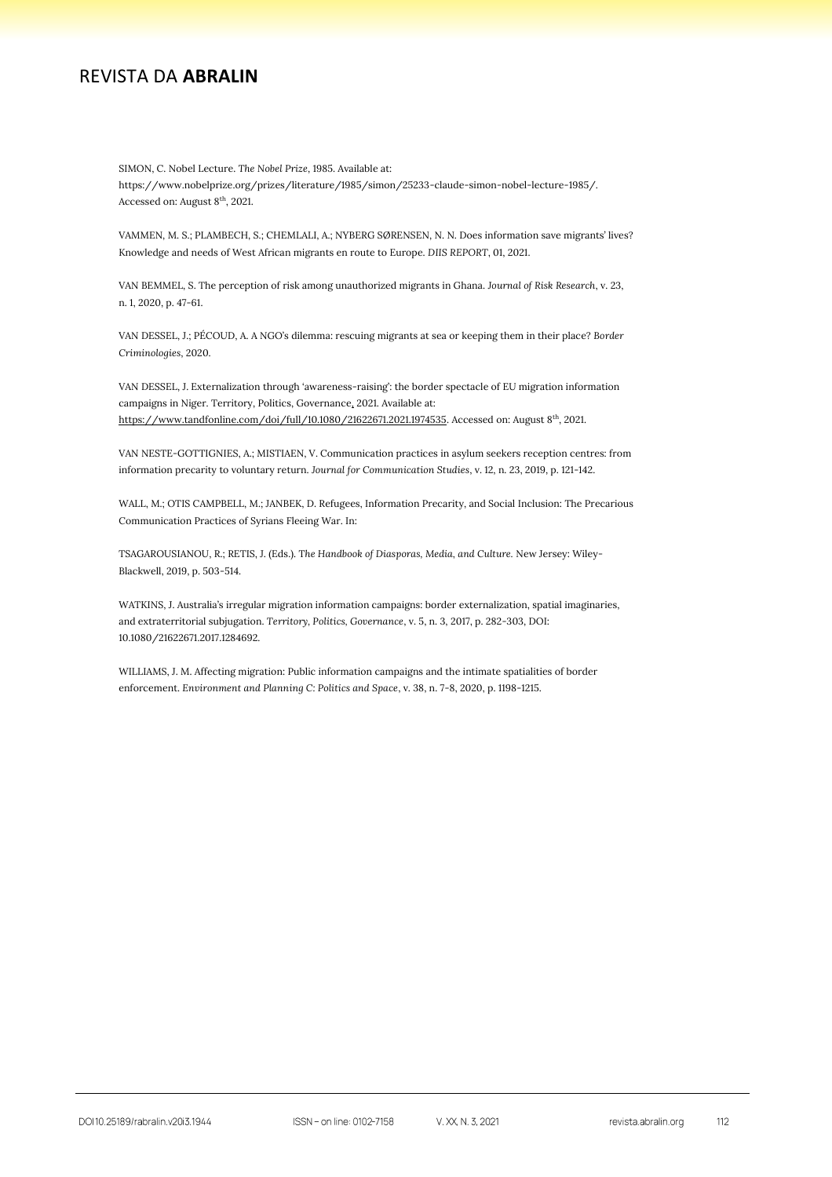SIMON, C. Nobel Lecture. *The Nobel Prize*, 1985. Available at: https://www.nobelprize.org/prizes/literature/1985/simon/25233-claude-simon-nobel-lecture-1985/. Accessed on: August 8th, 2021.

VAMMEN, M. S.; PLAMBECH, S.; CHEMLALI, A.; NYBERG SØRENSEN, N. N. Does information save migrants' lives? Knowledge and needs of West African migrants en route to Europe. *DIIS REPORT*, 01, 2021.

VAN BEMMEL, S. The perception of risk among unauthorized migrants in Ghana. *Journal of Risk Research*, v. 23, n. 1, 2020, p. 47-61.

VAN DESSEL, J.; PÉCOUD, A. A NGO's dilemma: rescuing migrants at sea or keeping them in their place? *Border Criminologies*, 2020.

VAN DESSEL, J. Externalization through 'awareness-raising': the border spectacle of EU migration information campaigns in Niger. Territory, Politics, Governance, 2021. Available at: https://www.tandfonline.com/doi/full/10.1080/21622671.2021.1974535. Accessed on: August 8th, 2021.

VAN NESTE-GOTTIGNIES, A.; MISTIAEN, V. Communication practices in asylum seekers reception centres: from information precarity to voluntary return. *Journal for Communication Studies*, v. 12, n. 23, 2019, p. 121-142.

WALL, M.; OTIS CAMPBELL, M.; JANBEK, D. Refugees, Information Precarity, and Social Inclusion: The Precarious Communication Practices of Syrians Fleeing War. In:

TSAGAROUSIANOU, R.; RETIS, J. (Eds.). *The Handbook of Diasporas, Media, and Culture.* New Jersey: Wiley-Blackwell, 2019, p. 503-514.

WATKINS, J. Australia's irregular migration information campaigns: border externalization, spatial imaginaries, and extraterritorial subjugation. *Territory, Politics, Governance*, v. 5, n. 3, 2017, p. 282-303, DOI: 10.1080/21622671.2017.1284692.

WILLIAMS, J. M. Affecting migration: Public information campaigns and the intimate spatialities of border enforcement. *Environment and Planning C: Politics and Space*, v. 38, n. 7-8, 2020, p. 1198-1215.